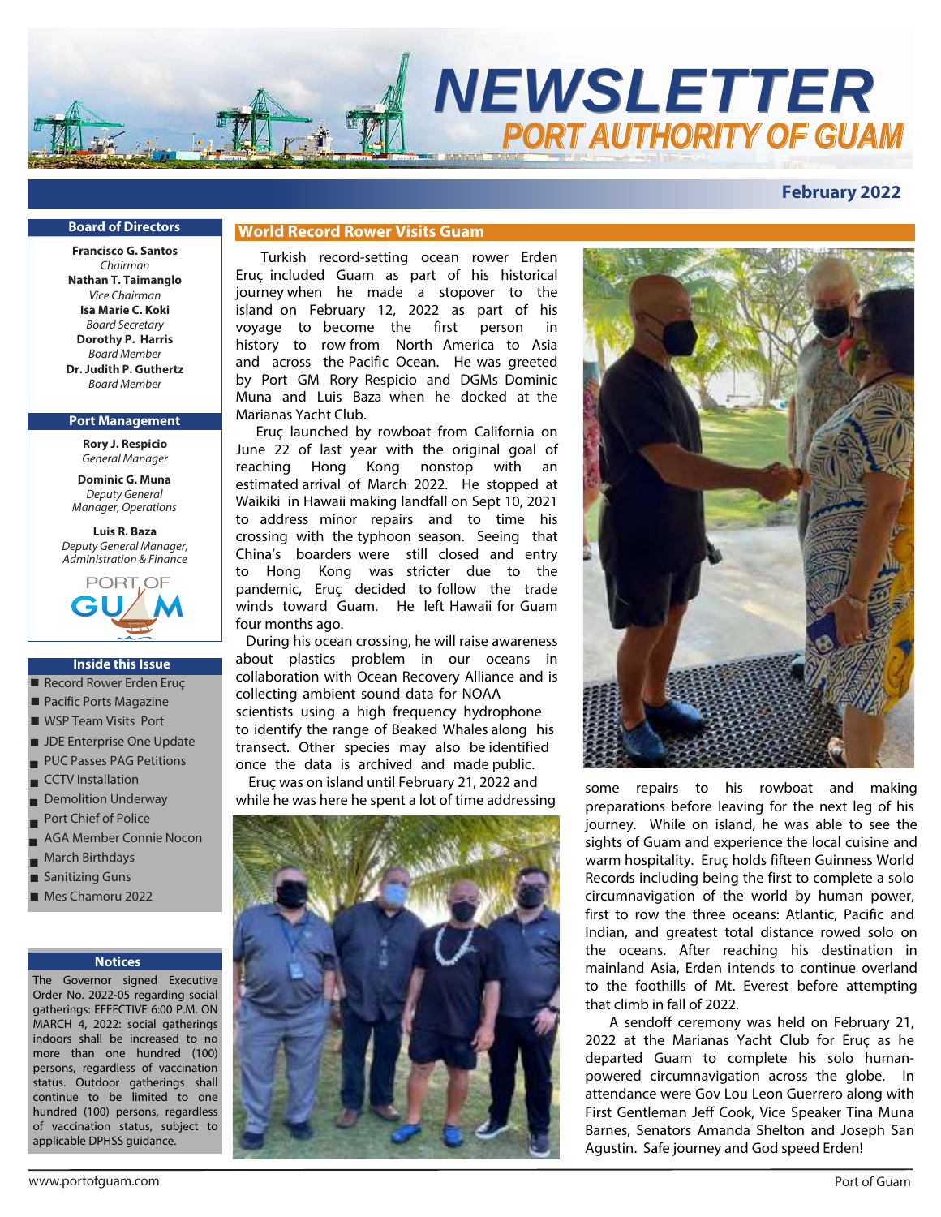# NEWSLETTER

## PORT AUTHORITY OF GUAM

**February 2022**

### Board of Directors

**Francisco G. Santos**
*Chairman*
**Nathan T. Taimanglo**
*Vice Chairman*
**Isa Marie C. Koki**
*Board Secretary*
**Dorothy P. Harris**
*Board Member*
**Dr. Judith P. Guthertz**
*Board Member*

### Port Management

**Rory J. Respicio**
*General Manager*

**Dominic G. Muna**
*Deputy General Manager, Operations*

**Luis R. Baza**
*Deputy General Manager, Administration & Finance*

### Inside this Issue

- Record Rower Erden Eruç
- Pacific Ports Magazine
- WSP Team Visits Port
- JDE Enterprise One Update
- PUC Passes PAG Petitions
- CCTV Installation
- Demolition Underway
- Port Chief of Police
- AGA Member Connie Nocon
- March Birthdays
- Sanitizing Guns
- Mes Chamoru 2022

### Notices

The Governor signed Executive Order No. 2022-05 regarding social gatherings: EFFECTIVE 6:00 P.M. ON MARCH 4, 2022: social gatherings indoors shall be increased to no more than one hundred (100) persons, regardless of vaccination status. Outdoor gatherings shall continue to be limited to one hundred (100) persons, regardless of vaccination status, subject to applicable DPHSS guidance.

## World Record Rower Visits Guam

Turkish record-setting ocean rower Erden Eruç included Guam as part of his historical journey when he made a stopover to the island on February 12, 2022 as part of his voyage to become the first person in history to row from North America to Asia and across the Pacific Ocean. He was greeted by Port GM Rory Respicio and DGMs Dominic Muna and Luis Baza when he docked at the Marianas Yacht Club.

Eruç launched by rowboat from California on June 22 of last year with the original goal of reaching Hong Kong nonstop with an estimated arrival of March 2022. He stopped at Waikiki in Hawaii making landfall on Sept 10, 2021 to address minor repairs and to time his crossing with the typhoon season. Seeing that China's boarders were still closed and entry to Hong Kong was stricter due to the pandemic, Eruç decided to follow the trade winds toward Guam. He left Hawaii for Guam four months ago.

During his ocean crossing, he will raise awareness about plastics problem in our oceans in collaboration with Ocean Recovery Alliance and is collecting ambient sound data for NOAA scientists using a high frequency hydrophone to identify the range of Beaked Whales along his transect. Other species may also be identified once the data is archived and made public.

Eruç was on island until February 21, 2022 and while he was here he spent a lot of time addressing some repairs to his rowboat and making preparations before leaving for the next leg of his journey. While on island, he was able to see the sights of Guam and experience the local cuisine and warm hospitality. Eruç holds fifteen Guinness World Records including being the first to complete a solo circumnavigation of the world by human power, first to row the three oceans: Atlantic, Pacific and Indian, and greatest total distance rowed solo on the oceans. After reaching his destination in mainland Asia, Erden intends to continue overland to the foothills of Mt. Everest before attempting that climb in fall of 2022.

A sendoff ceremony was held on February 21, 2022 at the Marianas Yacht Club for Eruç as he departed Guam to complete his solo human-powered circumnavigation across the globe. In attendance were Gov Lou Leon Guerrero along with First Gentleman Jeff Cook, Vice Speaker Tina Muna Barnes, Senators Amanda Shelton and Joseph San Agustin. Safe journey and God speed Erden!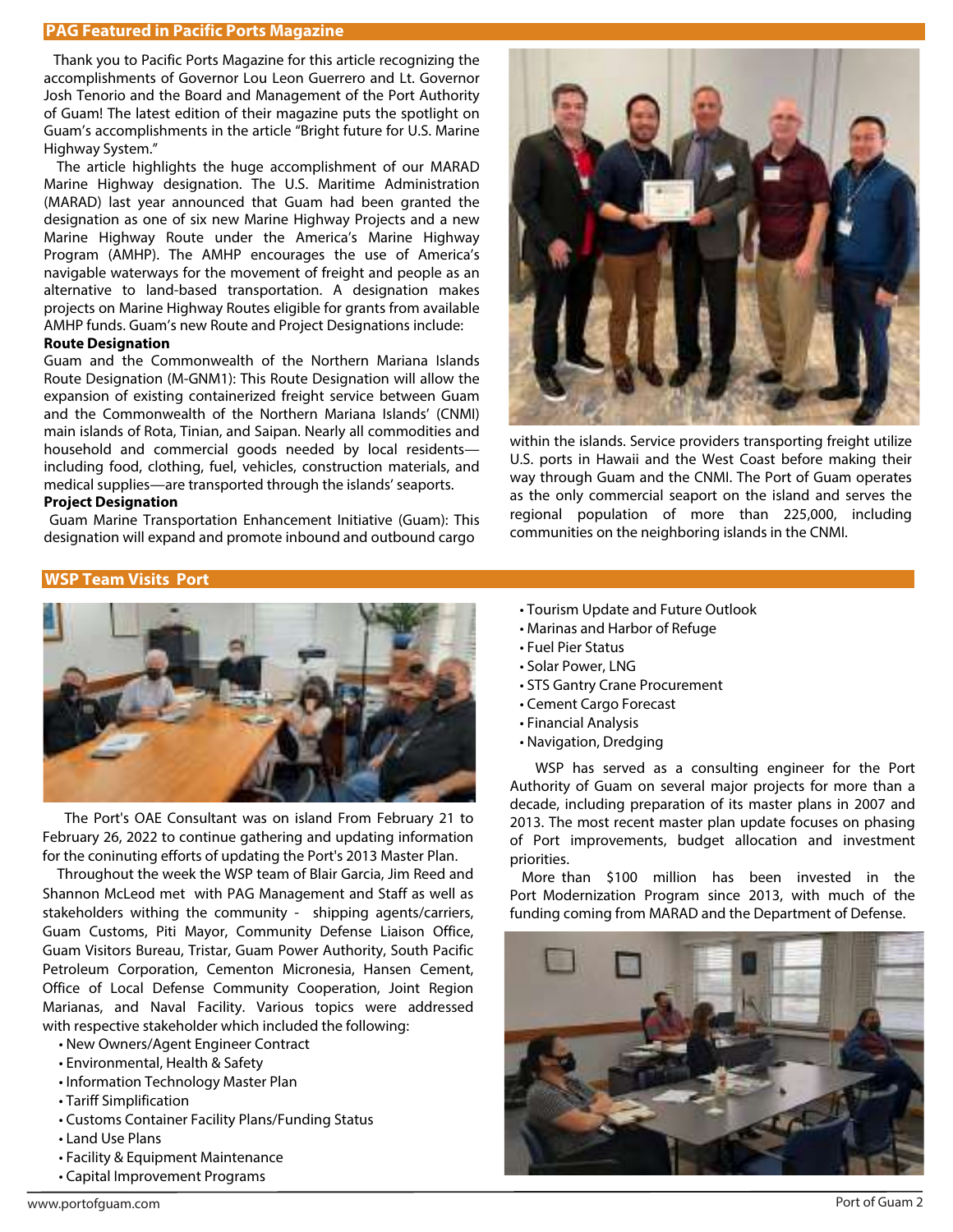## PAG Featured in Pacific Ports Magazine

Thank you to Pacific Ports Magazine for this article recognizing the accomplishments of Governor Lou Leon Guerrero and Lt. Governor Josh Tenorio and the Board and Management of the Port Authority of Guam! The latest edition of their magazine puts the spotlight on Guam's accomplishments in the article "Bright future for U.S. Marine Highway System."

The article highlights the huge accomplishment of our MARAD Marine Highway designation. The U.S. Maritime Administration (MARAD) last year announced that Guam had been granted the designation as one of six new Marine Highway Projects and a new Marine Highway Route under the America's Marine Highway Program (AMHP). The AMHP encourages the use of America's navigable waterways for the movement of freight and people as an alternative to land-based transportation. A designation makes projects on Marine Highway Routes eligible for grants from available AMHP funds. Guam's new Route and Project Designations include:

**Route Designation**

Guam and the Commonwealth of the Northern Mariana Islands Route Designation (M-GNM1): This Route Designation will allow the expansion of existing containerized freight service between Guam and the Commonwealth of the Northern Mariana Islands' (CNMI) main islands of Rota, Tinian, and Saipan. Nearly all commodities and household and commercial goods needed by local residents—including food, clothing, fuel, vehicles, construction materials, and medical supplies—are transported through the islands' seaports.

**Project Designation**

Guam Marine Transportation Enhancement Initiative (Guam): This designation will expand and promote inbound and outbound cargo within the islands. Service providers transporting freight utilize U.S. ports in Hawaii and the West Coast before making their way through Guam and the CNMI. The Port of Guam operates as the only commercial seaport on the island and serves the regional population of more than 225,000, including communities on the neighboring islands in the CNMI.

## WSP Team Visits Port

The Port's OAE Consultant was on island From February 21 to February 26, 2022 to continue gathering and updating information for the coninuting efforts of updating the Port's 2013 Master Plan.

Throughout the week the WSP team of Blair Garcia, Jim Reed and Shannon McLeod met with PAG Management and Staff as well as stakeholders withing the community - shipping agents/carriers, Guam Customs, Piti Mayor, Community Defense Liaison Office, Guam Visitors Bureau, Tristar, Guam Power Authority, South Pacific Petroleum Corporation, Cementon Micronesia, Hansen Cement, Office of Local Defense Community Cooperation, Joint Region Marianas, and Naval Facility. Various topics were addressed with respective stakeholder which included the following:

- New Owners/Agent Engineer Contract
- Environmental, Health & Safety
- Information Technology Master Plan
- Tariff Simplification
- Customs Container Facility Plans/Funding Status
- Land Use Plans
- Facility & Equipment Maintenance
- Capital Improvement Programs
- Tourism Update and Future Outlook
- Marinas and Harbor of Refuge
- Fuel Pier Status
- Solar Power, LNG
- STS Gantry Crane Procurement
- Cement Cargo Forecast
- Financial Analysis
- Navigation, Dredging

WSP has served as a consulting engineer for the Port Authority of Guam on several major projects for more than a decade, including preparation of its master plans in 2007 and 2013. The most recent master plan update focuses on phasing of Port improvements, budget allocation and investment priorities.

More than $100 million has been invested in the Port Modernization Program since 2013, with much of the funding coming from MARAD and the Department of Defense.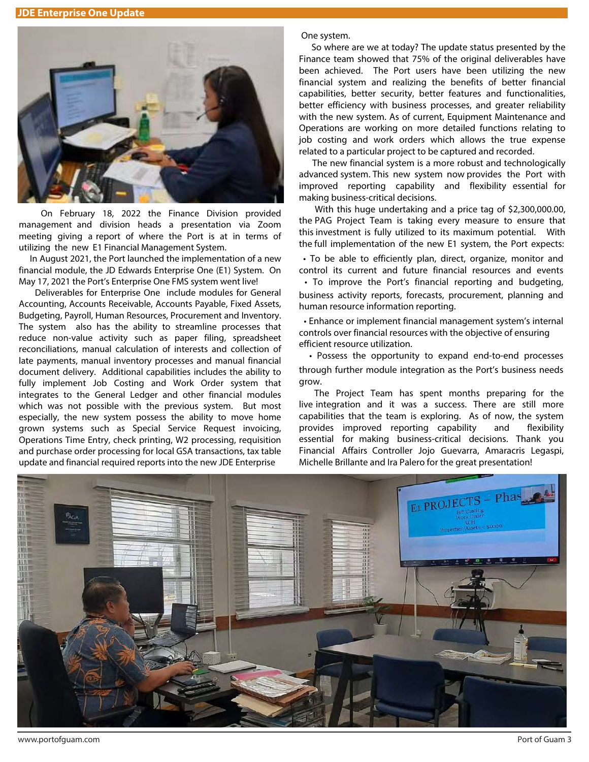## JDE Enterprise One Update

On February 18, 2022 the Finance Division provided management and division heads a presentation via Zoom meeting giving a report of where the Port is at in terms of utilizing the new E1 Financial Management System.

In August 2021, the Port launched the implementation of a new financial module, the JD Edwards Enterprise One (E1) System. On May 17, 2021 the Port's Enterprise One FMS system went live!

Deliverables for Enterprise One include modules for General Accounting, Accounts Receivable, Accounts Payable, Fixed Assets, Budgeting, Payroll, Human Resources, Procurement and Inventory. The system also has the ability to streamline processes that reduce non-value activity such as paper filing, spreadsheet reconciliations, manual calculation of interests and collection of late payments, manual inventory processes and manual financial document delivery. Additional capabilities includes the ability to fully implement Job Costing and Work Order system that integrates to the General Ledger and other financial modules which was not possible with the previous system. But most especially, the new system possess the ability to move home grown systems such as Special Service Request invoicing, Operations Time Entry, check printing, W2 processing, requisition and purchase order processing for local GSA transactions, tax table update and financial required reports into the new JDE Enterprise One system.

So where are we at today? The update status presented by the Finance team showed that 75% of the original deliverables have been achieved. The Port users have been utilizing the new financial system and realizing the benefits of better financial capabilities, better security, better features and functionalities, better efficiency with business processes, and greater reliability with the new system. As of current, Equipment Maintenance and Operations are working on more detailed functions relating to job costing and work orders which allows the true expense related to a particular project to be captured and recorded.

The new financial system is a more robust and technologically advanced system. This new system now provides the Port with improved reporting capability and flexibility essential for making business-critical decisions.

With this huge undertaking and a price tag of $2,300,000.00, the PAG Project Team is taking every measure to ensure that this investment is fully utilized to its maximum potential. With the full implementation of the new E1 system, the Port expects:

- To be able to efficiently plan, direct, organize, monitor and control its current and future financial resources and events
- To improve the Port's financial reporting and budgeting, business activity reports, forecasts, procurement, planning and human resource information reporting.
- Enhance or implement financial management system's internal controls over financial resources with the objective of ensuring efficient resource utilization.
- Possess the opportunity to expand end-to-end processes through further module integration as the Port's business needs grow.

The Project Team has spent months preparing for the live integration and it was a success. There are still more capabilities that the team is exploring. As of now, the system provides improved reporting capability and flexibility essential for making business-critical decisions. Thank you Financial Affairs Controller Jojo Guevarra, Amaracris Legaspi, Michelle Brillante and Ira Palero for the great presentation!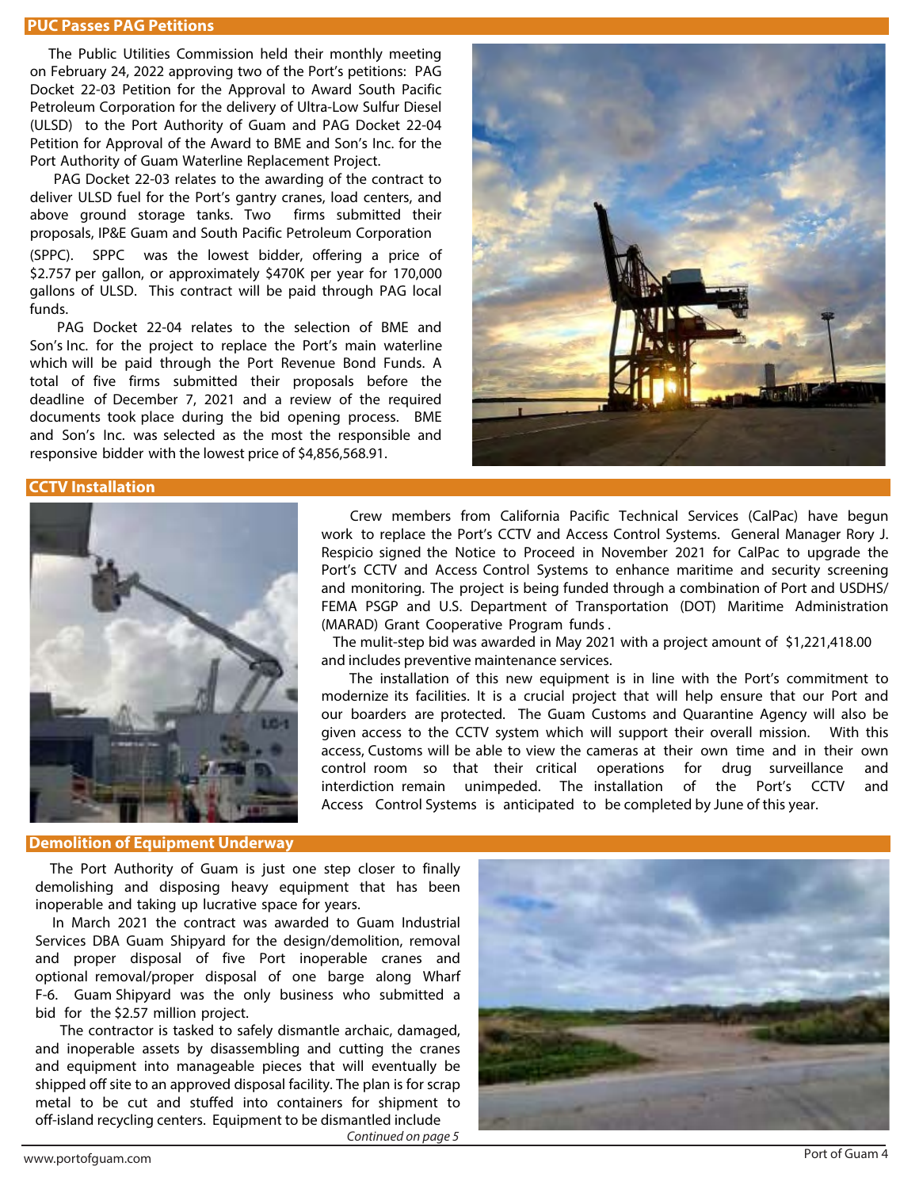## PUC Passes PAG Petitions

The Public Utilities Commission held their monthly meeting on February 24, 2022 approving two of the Port's petitions: PAG Docket 22-03 Petition for the Approval to Award South Pacific Petroleum Corporation for the delivery of Ultra-Low Sulfur Diesel (ULSD) to the Port Authority of Guam and PAG Docket 22-04 Petition for Approval of the Award to BME and Son's Inc. for the Port Authority of Guam Waterline Replacement Project.

PAG Docket 22-03 relates to the awarding of the contract to deliver ULSD fuel for the Port's gantry cranes, load centers, and above ground storage tanks. Two firms submitted their proposals, IP&E Guam and South Pacific Petroleum Corporation (SPPC). SPPC was the lowest bidder, offering a price of $2.757 per gallon, or approximately $470K per year for 170,000 gallons of ULSD. This contract will be paid through PAG local funds.

PAG Docket 22-04 relates to the selection of BME and Son's Inc. for the project to replace the Port's main waterline which will be paid through the Port Revenue Bond Funds. A total of five firms submitted their proposals before the deadline of December 7, 2021 and a review of the required documents took place during the bid opening process. BME and Son's Inc. was selected as the most the responsible and responsive bidder with the lowest price of $4,856,568.91.

## CCTV Installation

Crew members from California Pacific Technical Services (CalPac) have begun work to replace the Port's CCTV and Access Control Systems. General Manager Rory J. Respicio signed the Notice to Proceed in November 2021 for CalPac to upgrade the Port's CCTV and Access Control Systems to enhance maritime and security screening and monitoring. The project is being funded through a combination of Port and USDHS/ FEMA PSGP and U.S. Department of Transportation (DOT) Maritime Administration (MARAD) Grant Cooperative Program funds.

The mulit-step bid was awarded in May 2021 with a project amount of $1,221,418.00 and includes preventive maintenance services.

The installation of this new equipment is in line with the Port's commitment to modernize its facilities. It is a crucial project that will help ensure that our Port and our boarders are protected. The Guam Customs and Quarantine Agency will also be given access to the CCTV system which will support their overall mission. With this access, Customs will be able to view the cameras at their own time and in their own control room so that their critical operations for drug surveillance and interdiction remain unimpeded. The installation of the Port's CCTV and Access Control Systems is anticipated to be completed by June of this year.

## Demolition of Equipment Underway

The Port Authority of Guam is just one step closer to finally demolishing and disposing heavy equipment that has been inoperable and taking up lucrative space for years.

In March 2021 the contract was awarded to Guam Industrial Services DBA Guam Shipyard for the design/demolition, removal and proper disposal of five Port inoperable cranes and optional removal/proper disposal of one barge along Wharf F-6. Guam Shipyard was the only business who submitted a bid for the $2.57 million project.

The contractor is tasked to safely dismantle archaic, damaged, and inoperable assets by disassembling and cutting the cranes and equipment into manageable pieces that will eventually be shipped off site to an approved disposal facility. The plan is for scrap metal to be cut and stuffed into containers for shipment to off-island recycling centers. Equipment to be dismantled include

*Continued on page 5*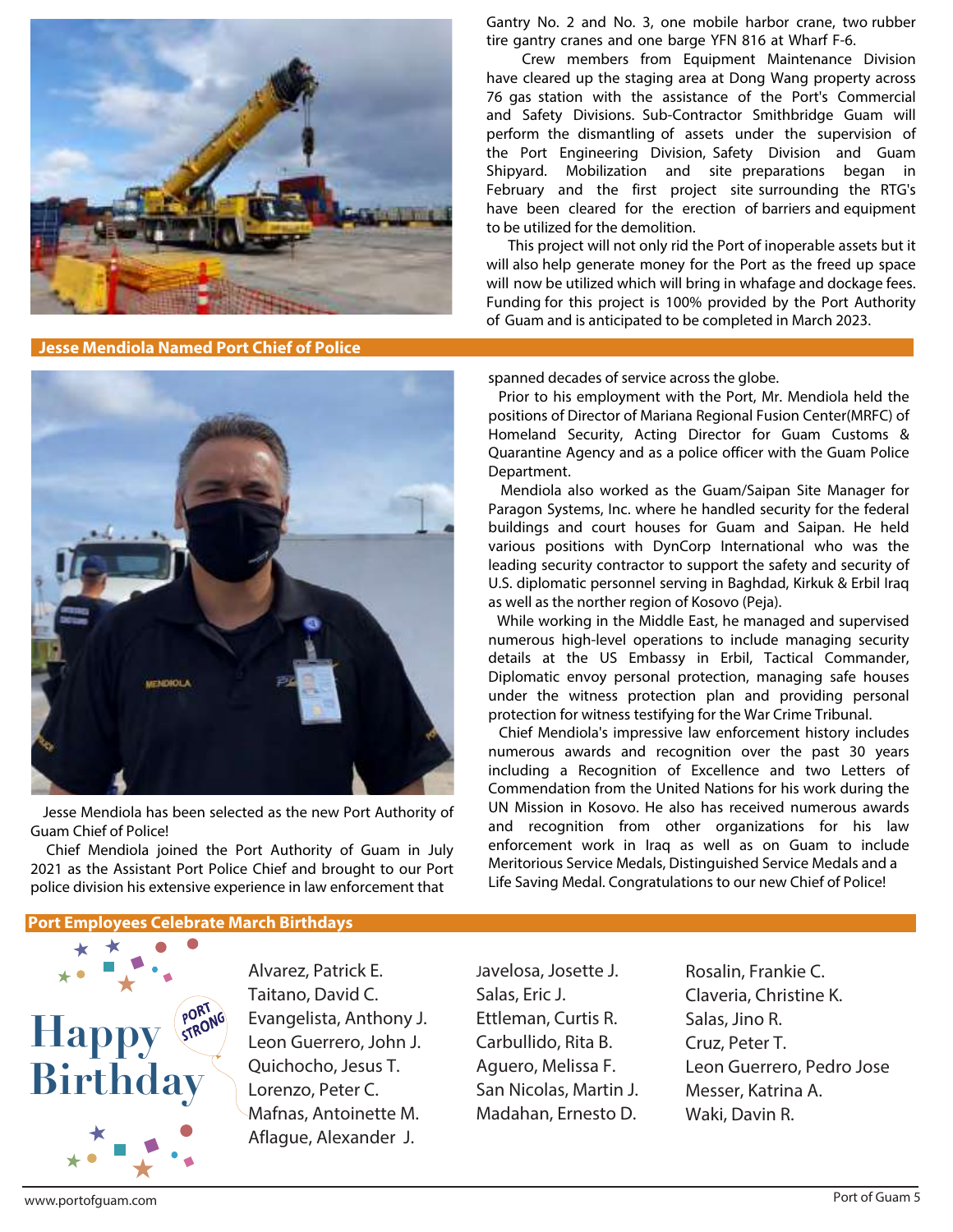Gantry No. 2 and No. 3, one mobile harbor crane, two rubber tire gantry cranes and one barge YFN 816 at Wharf F-6.

Crew members from Equipment Maintenance Division have cleared up the staging area at Dong Wang property across 76 gas station with the assistance of the Port's Commercial and Safety Divisions. Sub-Contractor Smithbridge Guam will perform the dismantling of assets under the supervision of the Port Engineering Division, Safety Division and Guam Shipyard. Mobilization and site preparations began in February and the first project site surrounding the RTG's have been cleared for the erection of barriers and equipment to be utilized for the demolition.

This project will not only rid the Port of inoperable assets but it will also help generate money for the Port as the freed up space will now be utilized which will bring in whafage and dockage fees. Funding for this project is 100% provided by the Port Authority of Guam and is anticipated to be completed in March 2023.

## Jesse Mendiola Named Port Chief of Police

Jesse Mendiola has been selected as the new Port Authority of Guam Chief of Police!

Chief Mendiola joined the Port Authority of Guam in July 2021 as the Assistant Port Police Chief and brought to our Port police division his extensive experience in law enforcement that spanned decades of service across the globe.

Prior to his employment with the Port, Mr. Mendiola held the positions of Director of Mariana Regional Fusion Center(MRFC) of Homeland Security, Acting Director for Guam Customs & Quarantine Agency and as a police officer with the Guam Police Department.

Mendiola also worked as the Guam/Saipan Site Manager for Paragon Systems, Inc. where he handled security for the federal buildings and court houses for Guam and Saipan. He held various positions with DynCorp International who was the leading security contractor to support the safety and security of U.S. diplomatic personnel serving in Baghdad, Kirkuk & Erbil Iraq as well as the norther region of Kosovo (Peja).

While working in the Middle East, he managed and supervised numerous high-level operations to include managing security details at the US Embassy in Erbil, Tactical Commander, Diplomatic envoy personal protection, managing safe houses under the witness protection plan and providing personal protection for witness testifying for the War Crime Tribunal.

Chief Mendiola's impressive law enforcement history includes numerous awards and recognition over the past 30 years including a Recognition of Excellence and two Letters of Commendation from the United Nations for his work during the UN Mission in Kosovo. He also has received numerous awards and recognition from other organizations for his law enforcement work in Iraq as well as on Guam to include Meritorious Service Medals, Distinguished Service Medals and a Life Saving Medal. Congratulations to our new Chief of Police!

## Port Employees Celebrate March Birthdays

Happy Birthday — PORT STRONG

Alvarez, Patrick E.
Taitano, David C.
Evangelista, Anthony J.
Leon Guerrero, John J.
Quichocho, Jesus T.
Lorenzo, Peter C.
Mafnas, Antoinette M.
Aflague, Alexander J.
Javelosa, Josette J.
Salas, Eric J.
Ettleman, Curtis R.
Carbullido, Rita B.
Aguero, Melissa F.
San Nicolas, Martin J.
Madahan, Ernesto D.
Rosalin, Frankie C.
Claveria, Christine K.
Salas, Jino R.
Cruz, Peter T.
Leon Guerrero, Pedro Jose
Messer, Katrina A.
Waki, Davin R.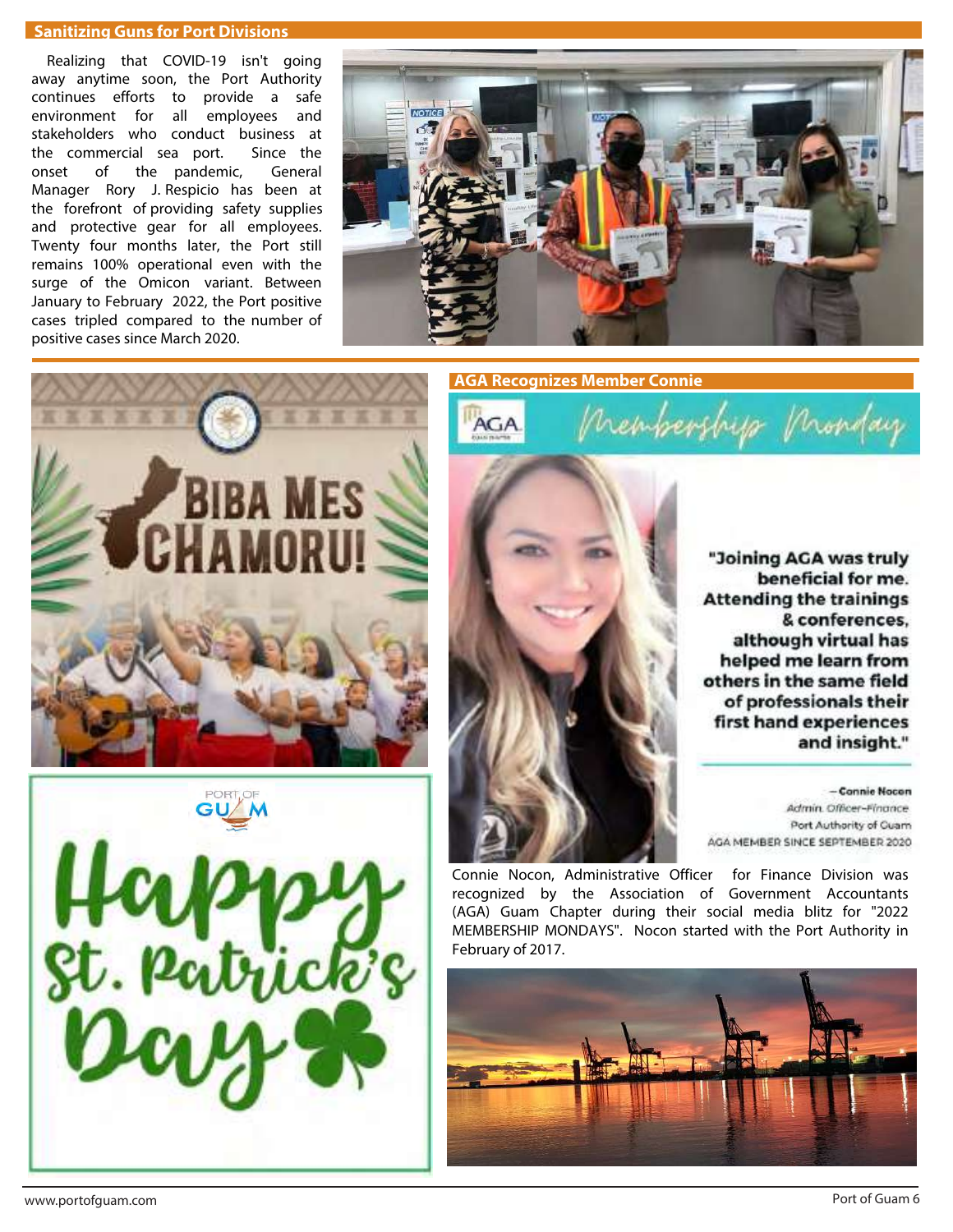## Sanitizing Guns for Port Divisions

Realizing that COVID-19 isn't going away anytime soon, the Port Authority continues efforts to provide a safe environment for all employees and stakeholders who conduct business at the commercial sea port. Since the onset of the pandemic, General Manager Rory J. Respicio has been at the forefront of providing safety supplies and protective gear for all employees. Twenty four months later, the Port still remains 100% operational even with the surge of the Omicon variant. Between January to February 2022, the Port positive cases tripled compared to the number of positive cases since March 2020.

## AGA Recognizes Member Connie

Membership Monday

"Joining AGA was truly beneficial for me. Attending the trainings & conferences, although virtual has helped me learn from others in the same field of professionals their first hand experiences and insight."

– Connie Nocon
*Admin. Officer–Finance*
Port Authority of Guam
AGA MEMBER SINCE SEPTEMBER 2020

Connie Nocon, Administrative Officer for Finance Division was recognized by the Association of Government Accountants (AGA) Guam Chapter during their social media blitz for "2022 MEMBERSHIP MONDAYS". Nocon started with the Port Authority in February of 2017.

BIBA MES CHAMORU!

PORT OF GUAM

Happy St. Patrick's Day

www.portofguam.com